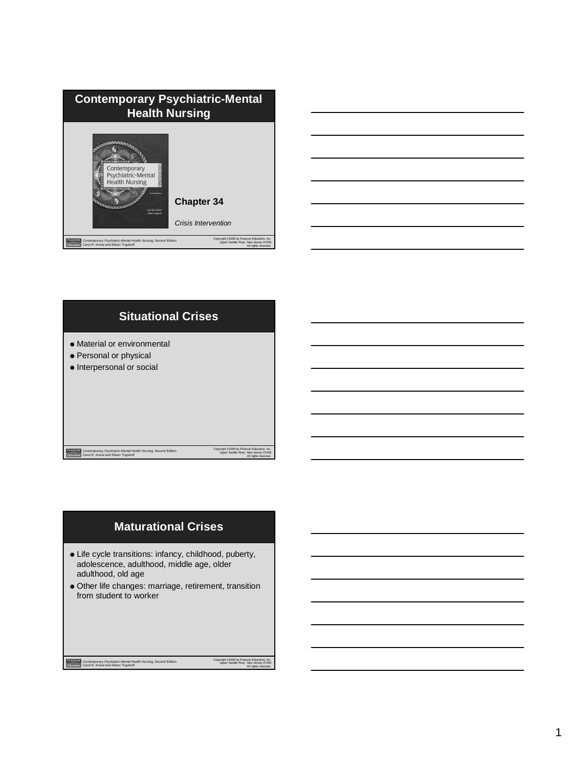## Contemporary Psychiatric-Mental Health Nursing

**Chapter 34**

*Crisis Intervention*

## Situational Crises

- Material or environmental
- Personal or physical
- Interpersonal or social

## Maturational Crises

- Life cycle transitions: infancy, childhood, puberty, adolescence, adulthood, middle age, older adulthood, old age
- Other life changes: marriage, retirement, transition from student to worker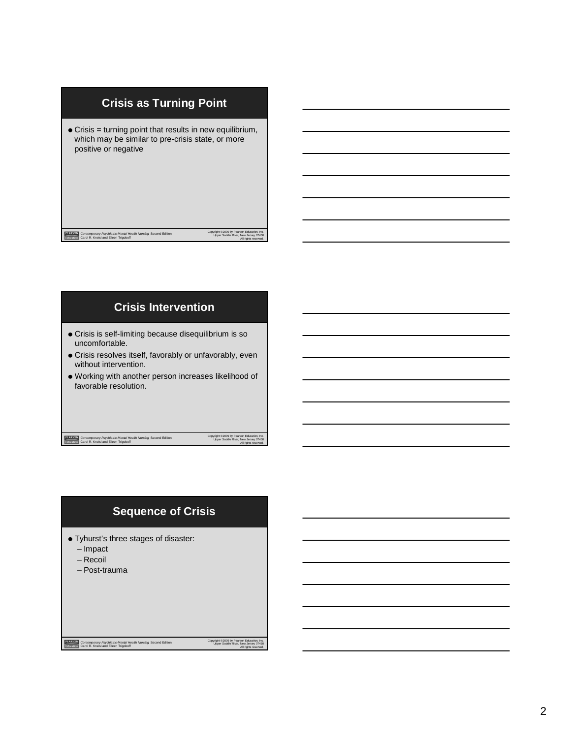## Crisis as Turning Point

- Crisis = turning point that results in new equilibrium, which may be similar to pre-crisis state, or more positive or negative

## Crisis Intervention

- Crisis is self-limiting because disequilibrium is so uncomfortable.
- Crisis resolves itself, favorably or unfavorably, even without intervention.
- Working with another person increases likelihood of favorable resolution.

## Sequence of Crisis

- Tyhurst's three stages of disaster:
  - Impact
  - Recoil
  - Post-trauma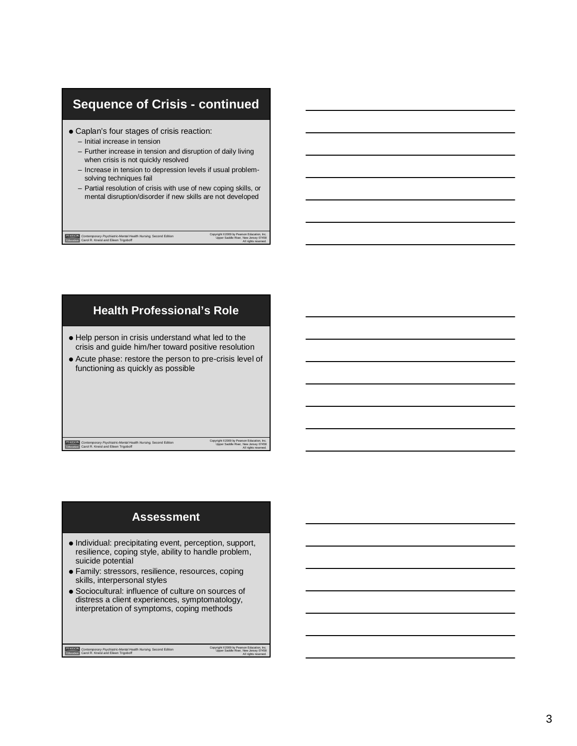## Sequence of Crisis - continued

- Caplan's four stages of crisis reaction:
  - Initial increase in tension
  - Further increase in tension and disruption of daily living when crisis is not quickly resolved
  - Increase in tension to depression levels if usual problem-solving techniques fail
  - Partial resolution of crisis with use of new coping skills, or mental disruption/disorder if new skills are not developed

*Contemporary Psychiatric-Mental Health Nursing*, Second Edition
Carol R. Kneisl and Eileen Trigoboff

Copyright ©2009 by Pearson Education, Inc.
Upper Saddle River, New Jersey 07458
All rights reserved.

## Health Professional's Role

- Help person in crisis understand what led to the crisis and guide him/her toward positive resolution
- Acute phase: restore the person to pre-crisis level of functioning as quickly as possible

*Contemporary Psychiatric-Mental Health Nursing*, Second Edition
Carol R. Kneisl and Eileen Trigoboff

Copyright ©2009 by Pearson Education, Inc.
Upper Saddle River, New Jersey 07458
All rights reserved.

## Assessment

- Individual: precipitating event, perception, support, resilience, coping style, ability to handle problem, suicide potential
- Family: stressors, resilience, resources, coping skills, interpersonal styles
- Sociocultural: influence of culture on sources of distress a client experiences, symptomatology, interpretation of symptoms, coping methods

*Contemporary Psychiatric-Mental Health Nursing*, Second Edition
Carol R. Kneisl and Eileen Trigoboff

Copyright ©2009 by Pearson Education, Inc.
Upper Saddle River, New Jersey 07458
All rights reserved.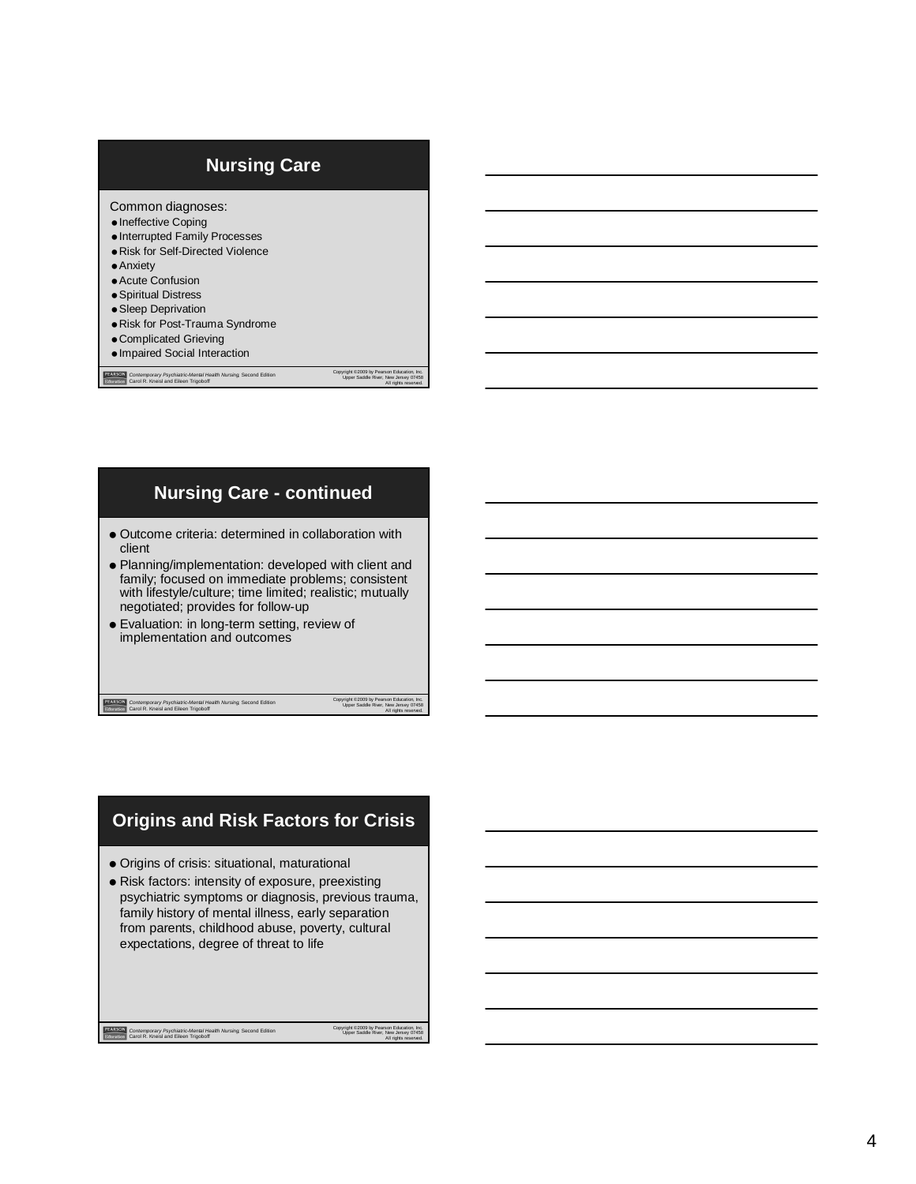## Nursing Care

Common diagnoses:

- Ineffective Coping
- Interrupted Family Processes
- Risk for Self-Directed Violence
- Anxiety
- Acute Confusion
- Spiritual Distress
- Sleep Deprivation
- Risk for Post-Trauma Syndrome
- Complicated Grieving
- Impaired Social Interaction

*Contemporary Psychiatric-Mental Health Nursing*, Second Edition
Carol R. Kneisl and Eileen Trigoboff

Copyright ©2009 by Pearson Education, Inc.
Upper Saddle River, New Jersey 07458
All rights reserved.

## Nursing Care - continued

- Outcome criteria: determined in collaboration with client
- Planning/implementation: developed with client and family; focused on immediate problems; consistent with lifestyle/culture; time limited; realistic; mutually negotiated; provides for follow-up
- Evaluation: in long-term setting, review of implementation and outcomes

*Contemporary Psychiatric-Mental Health Nursing*, Second Edition
Carol R. Kneisl and Eileen Trigoboff

Copyright ©2009 by Pearson Education, Inc.
Upper Saddle River, New Jersey 07458
All rights reserved.

## Origins and Risk Factors for Crisis

- Origins of crisis: situational, maturational
- Risk factors: intensity of exposure, preexisting psychiatric symptoms or diagnosis, previous trauma, family history of mental illness, early separation from parents, childhood abuse, poverty, cultural expectations, degree of threat to life

*Contemporary Psychiatric-Mental Health Nursing*, Second Edition
Carol R. Kneisl and Eileen Trigoboff

Copyright ©2009 by Pearson Education, Inc.
Upper Saddle River, New Jersey 07458
All rights reserved.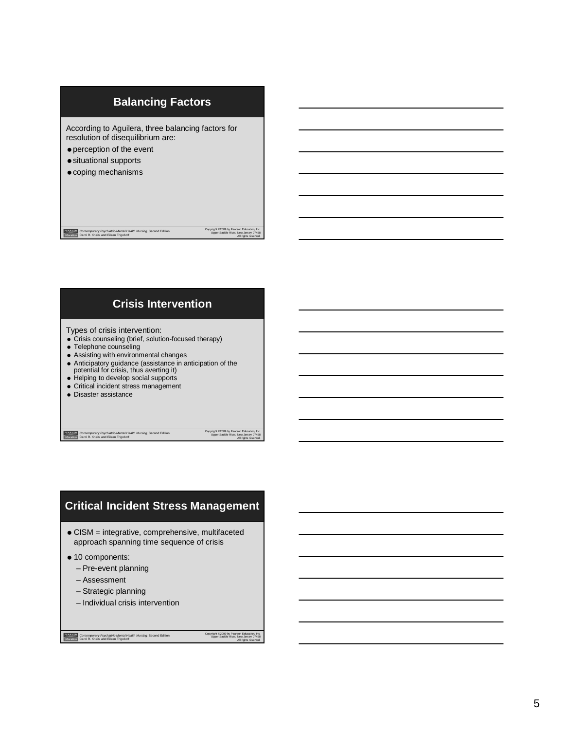## Balancing Factors

According to Aguilera, three balancing factors for resolution of disequilibrium are:

- perception of the event
- situational supports
- coping mechanisms

## Crisis Intervention

Types of crisis intervention:

- Crisis counseling (brief, solution-focused therapy)
- Telephone counseling
- Assisting with environmental changes
- Anticipatory guidance (assistance in anticipation of the potential for crisis, thus averting it)
- Helping to develop social supports
- Critical incident stress management
- Disaster assistance

## Critical Incident Stress Management

- CISM = integrative, comprehensive, multifaceted approach spanning time sequence of crisis
- 10 components:
  - Pre-event planning
  - Assessment
  - Strategic planning
  - Individual crisis intervention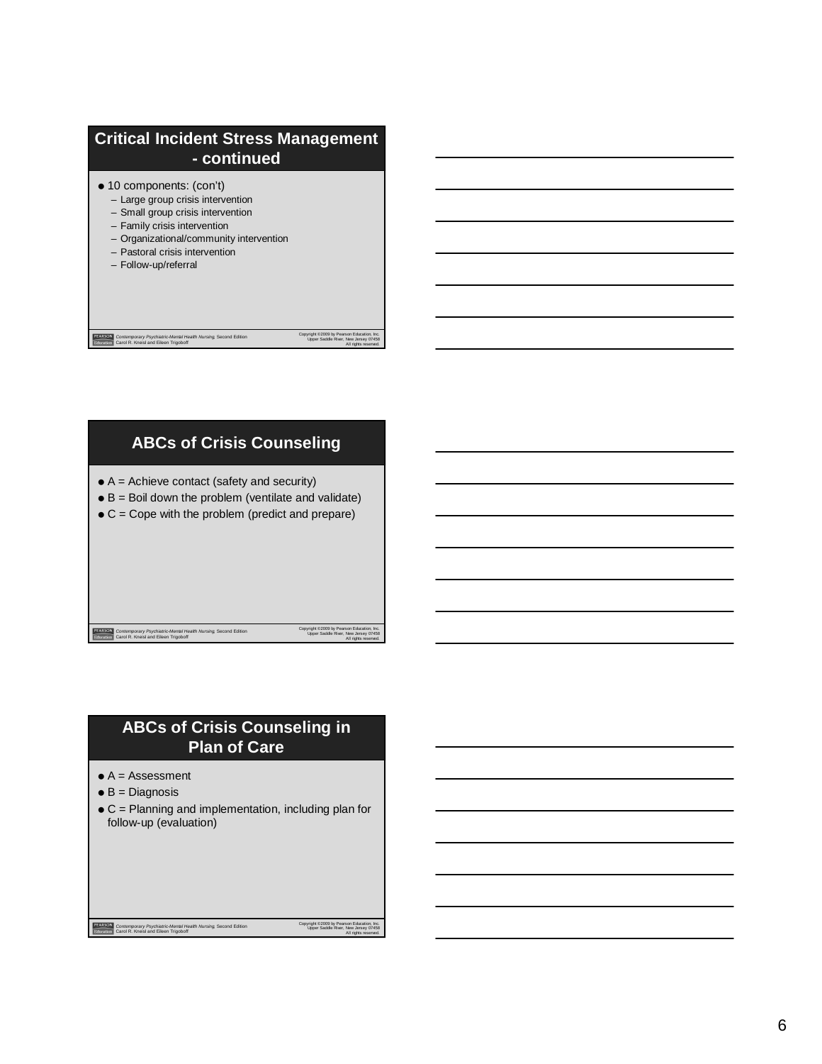## Critical Incident Stress Management - continued

- 10 components: (con't)
  - Large group crisis intervention
  - Small group crisis intervention
  - Family crisis intervention
  - Organizational/community intervention
  - Pastoral crisis intervention
  - Follow-up/referral

## ABCs of Crisis Counseling

- A = Achieve contact (safety and security)
- B = Boil down the problem (ventilate and validate)
- C = Cope with the problem (predict and prepare)

## ABCs of Crisis Counseling in Plan of Care

- A = Assessment
- B = Diagnosis
- C = Planning and implementation, including plan for follow-up (evaluation)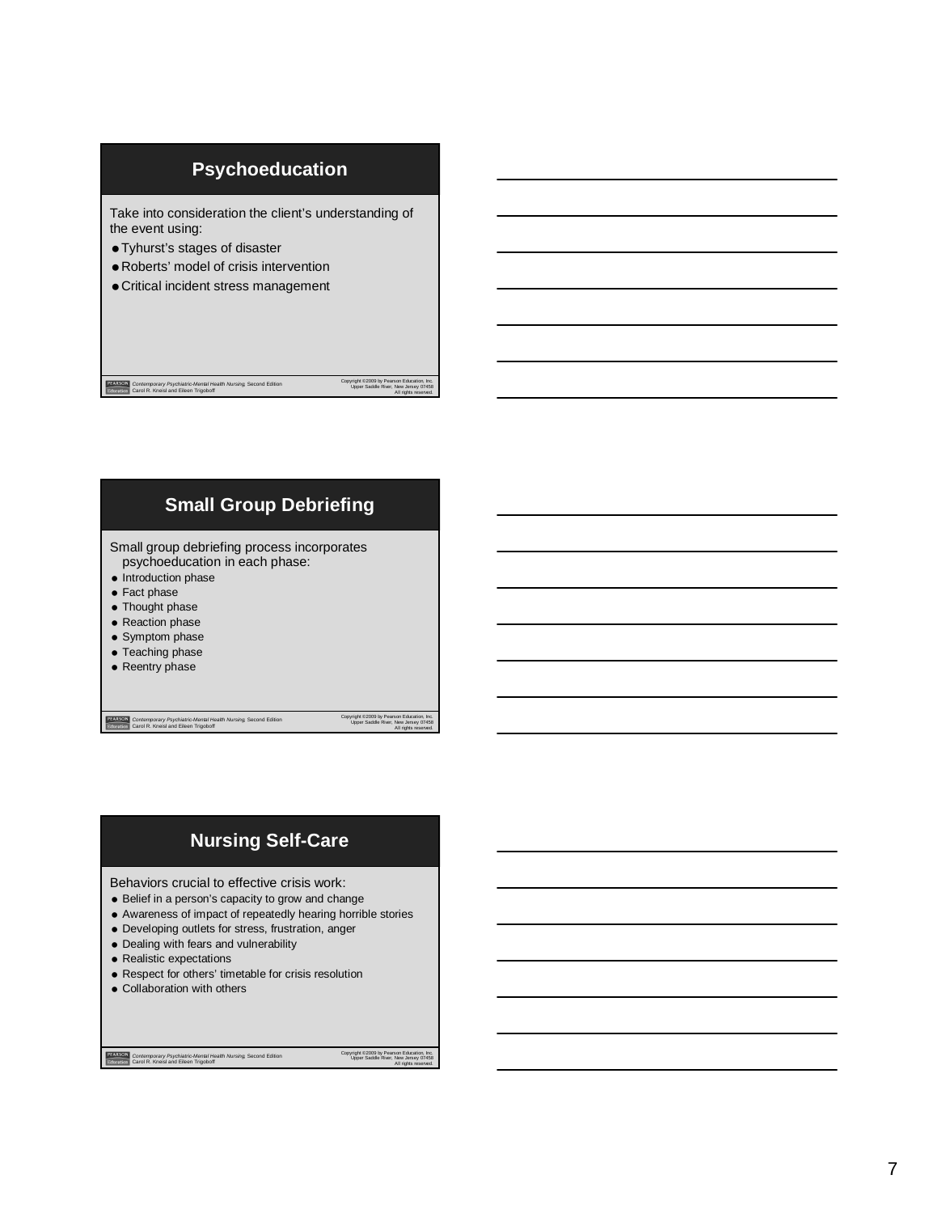## Psychoeducation

Take into consideration the client's understanding of the event using:

- Tyhurst's stages of disaster
- Roberts' model of crisis intervention
- Critical incident stress management

## Small Group Debriefing

Small group debriefing process incorporates psychoeducation in each phase:

- Introduction phase
- Fact phase
- Thought phase
- Reaction phase
- Symptom phase
- Teaching phase
- Reentry phase

## Nursing Self-Care

Behaviors crucial to effective crisis work:

- Belief in a person's capacity to grow and change
- Awareness of impact of repeatedly hearing horrible stories
- Developing outlets for stress, frustration, anger
- Dealing with fears and vulnerability
- Realistic expectations
- Respect for others' timetable for crisis resolution
- Collaboration with others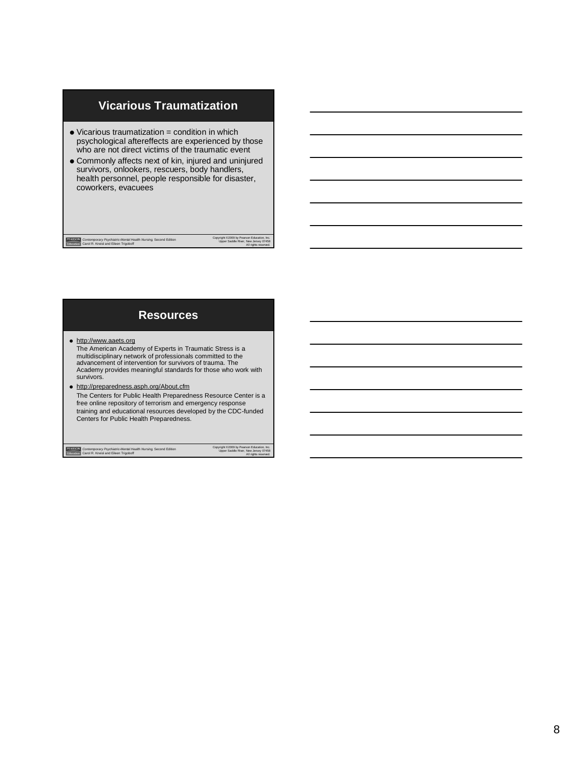## Vicarious Traumatization

- Vicarious traumatization = condition in which psychological aftereffects are experienced by those who are not direct victims of the traumatic event
- Commonly affects next of kin, injured and uninjured survivors, onlookers, rescuers, body handlers, health personnel, people responsible for disaster, coworkers, evacuees

*Contemporary Psychiatric-Mental Health Nursing*, Second Edition
Carol R. Kneisl and Eileen Trigoboff

Copyright ©2009 by Pearson Education, Inc.
Upper Saddle River, New Jersey 07458
All rights reserved.

## Resources

- http://www.aaets.org
  The American Academy of Experts in Traumatic Stress is a multidisciplinary network of professionals committed to the advancement of intervention for survivors of trauma. The Academy provides meaningful standards for those who work with survivors.
- http://preparedness.asph.org/About.cfm
  The Centers for Public Health Preparedness Resource Center is a free online repository of terrorism and emergency response training and educational resources developed by the CDC-funded Centers for Public Health Preparedness.

*Contemporary Psychiatric-Mental Health Nursing*, Second Edition
Carol R. Kneisl and Eileen Trigoboff

Copyright ©2009 by Pearson Education, Inc.
Upper Saddle River, New Jersey 07458
All rights reserved.